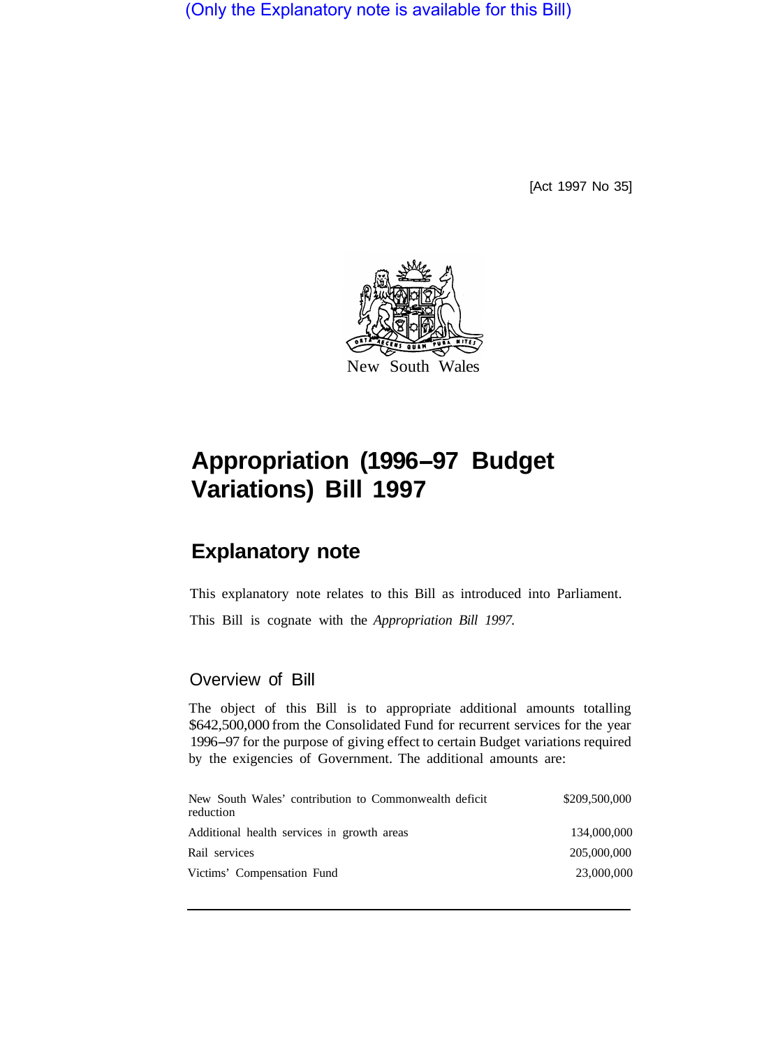(Only the Explanatory note is available for this Bill)

[Act 1997 No 35]

New South Wales

# Appropriation (1996–97 Budget Variations) Bill 1997

## Explanatory note

This explanatory note relates to this Bill as introduced into Parliament.

This Bill is cognate with the *Appropriation Bill 1997.*

### Overview of Bill

The object of this Bill is to appropriate additional amounts totalling $642,500,000 from the Consolidated Fund for recurrent services for the year 1996–97 for the purpose of giving effect to certain Budget variations required by the exigencies of Government. The additional amounts are:

| | |
|---|---|
| New South Wales' contribution to Commonwealth deficit reduction | $209,500,000 |
| Additional health services in growth areas | 134,000,000 |
| Rail services | 205,000,000 |
| Victims' Compensation Fund | 23,000,000 |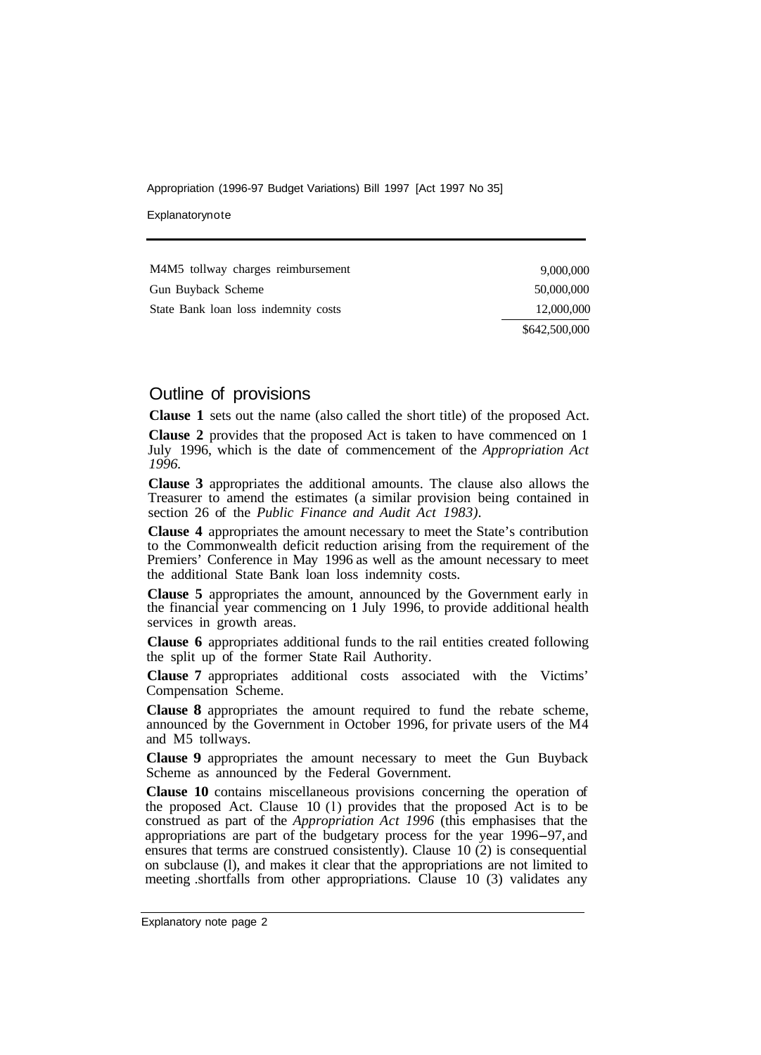| | |
|---|---|
| M4M5 tollway charges reimbursement | 9,000,000 |
| Gun Buyback Scheme | 50,000,000 |
| State Bank loan loss indemnity costs | 12,000,000 |
| | $642,500,000 |

## Outline of provisions

**Clause 1** sets out the name (also called the short title) of the proposed Act.

**Clause 2** provides that the proposed Act is taken to have commenced on 1 July 1996, which is the date of commencement of the *Appropriation Act 1996.*

**Clause 3** appropriates the additional amounts. The clause also allows the Treasurer to amend the estimates (a similar provision being contained in section 26 of the *Public Finance and Audit Act 1983).*

**Clause 4** appropriates the amount necessary to meet the State's contribution to the Commonwealth deficit reduction arising from the requirement of the Premiers' Conference in May 1996 as well as the amount necessary to meet the additional State Bank loan loss indemnity costs.

**Clause 5** appropriates the amount, announced by the Government early in the financial year commencing on 1 July 1996, to provide additional health services in growth areas.

**Clause 6** appropriates additional funds to the rail entities created following the split up of the former State Rail Authority.

**Clause 7** appropriates additional costs associated with the Victims' Compensation Scheme.

**Clause 8** appropriates the amount required to fund the rebate scheme, announced by the Government in October 1996, for private users of the M4 and M5 tollways.

**Clause 9** appropriates the amount necessary to meet the Gun Buyback Scheme as announced by the Federal Government.

**Clause 10** contains miscellaneous provisions concerning the operation of the proposed Act. Clause 10 (1) provides that the proposed Act is to be construed as part of the *Appropriation Act 1996* (this emphasises that the appropriations are part of the budgetary process for the year 1996–97, and ensures that terms are construed consistently). Clause 10 (2) is consequential on subclause (l), and makes it clear that the appropriations are not limited to meeting .shortfalls from other appropriations. Clause 10 (3) validates any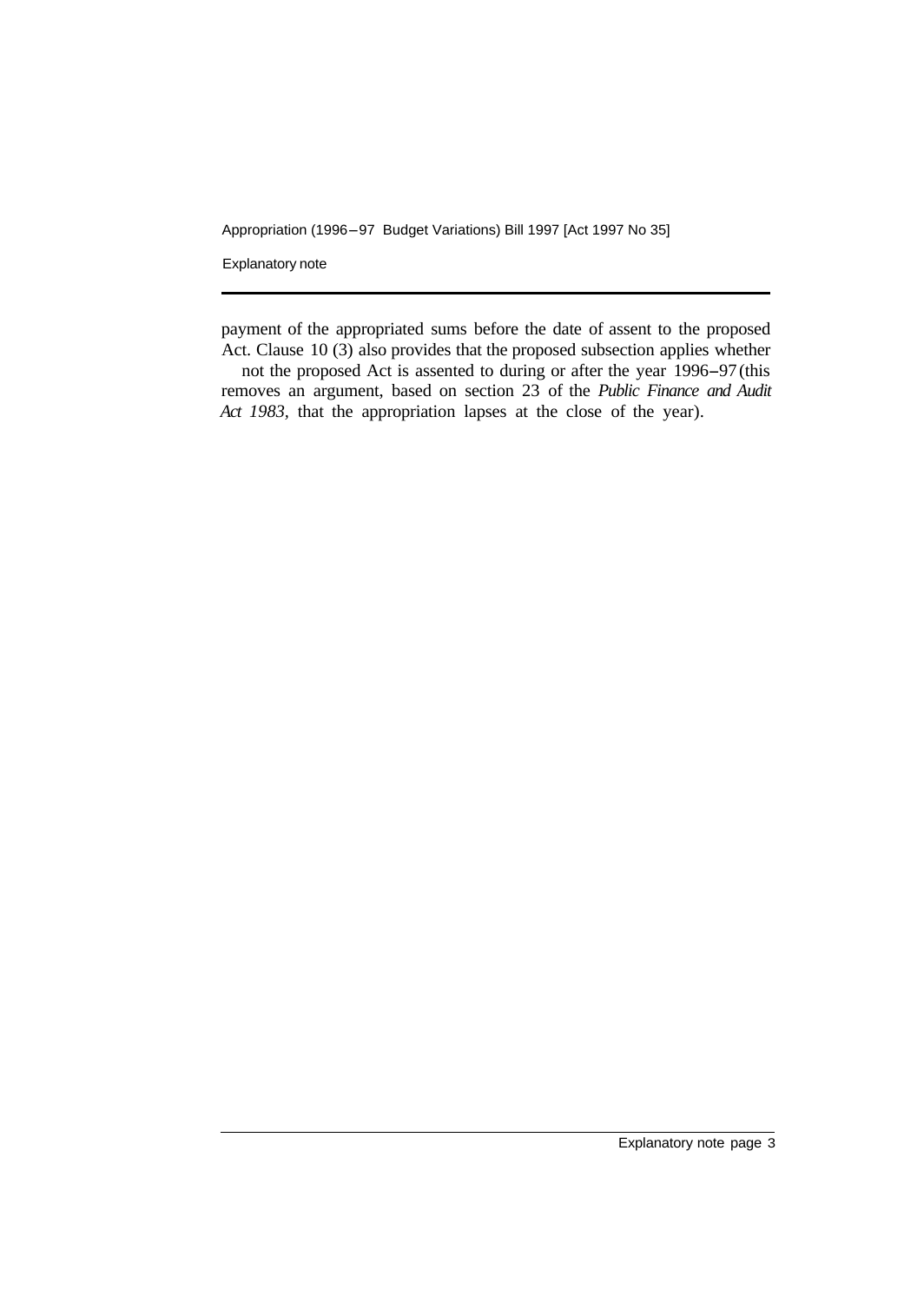payment of the appropriated sums before the date of assent to the proposed Act. Clause 10 (3) also provides that the proposed subsection applies whether not the proposed Act is assented to during or after the year 1996–97 (this removes an argument, based on section 23 of the *Public Finance and Audit Act 1983*, that the appropriation lapses at the close of the year).